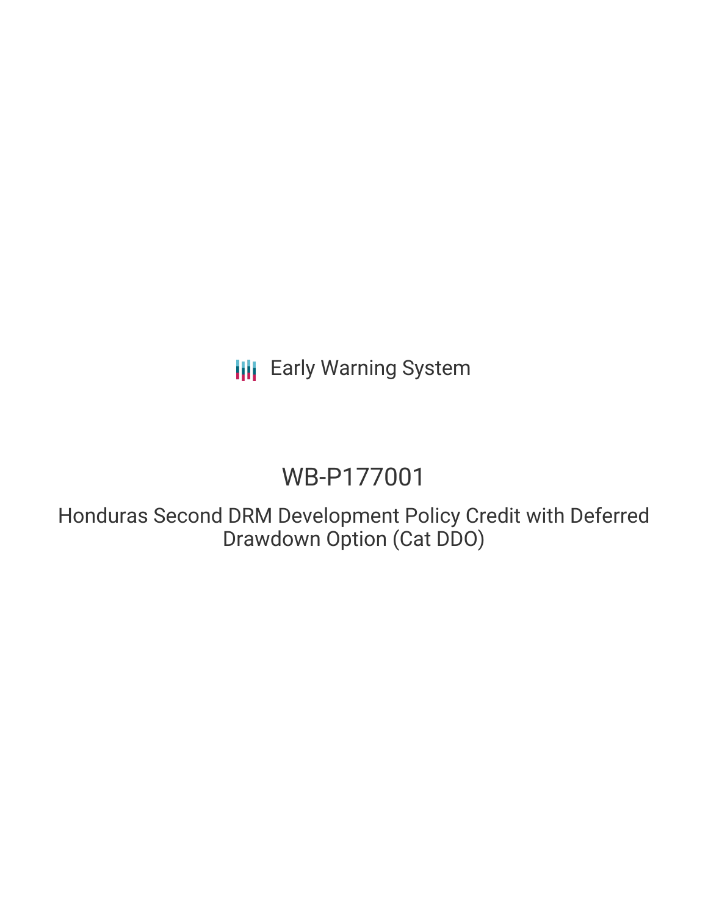Early Warning System

# WB-P177001

## Honduras Second DRM Development Policy Credit with Deferred Drawdown Option (Cat DDO)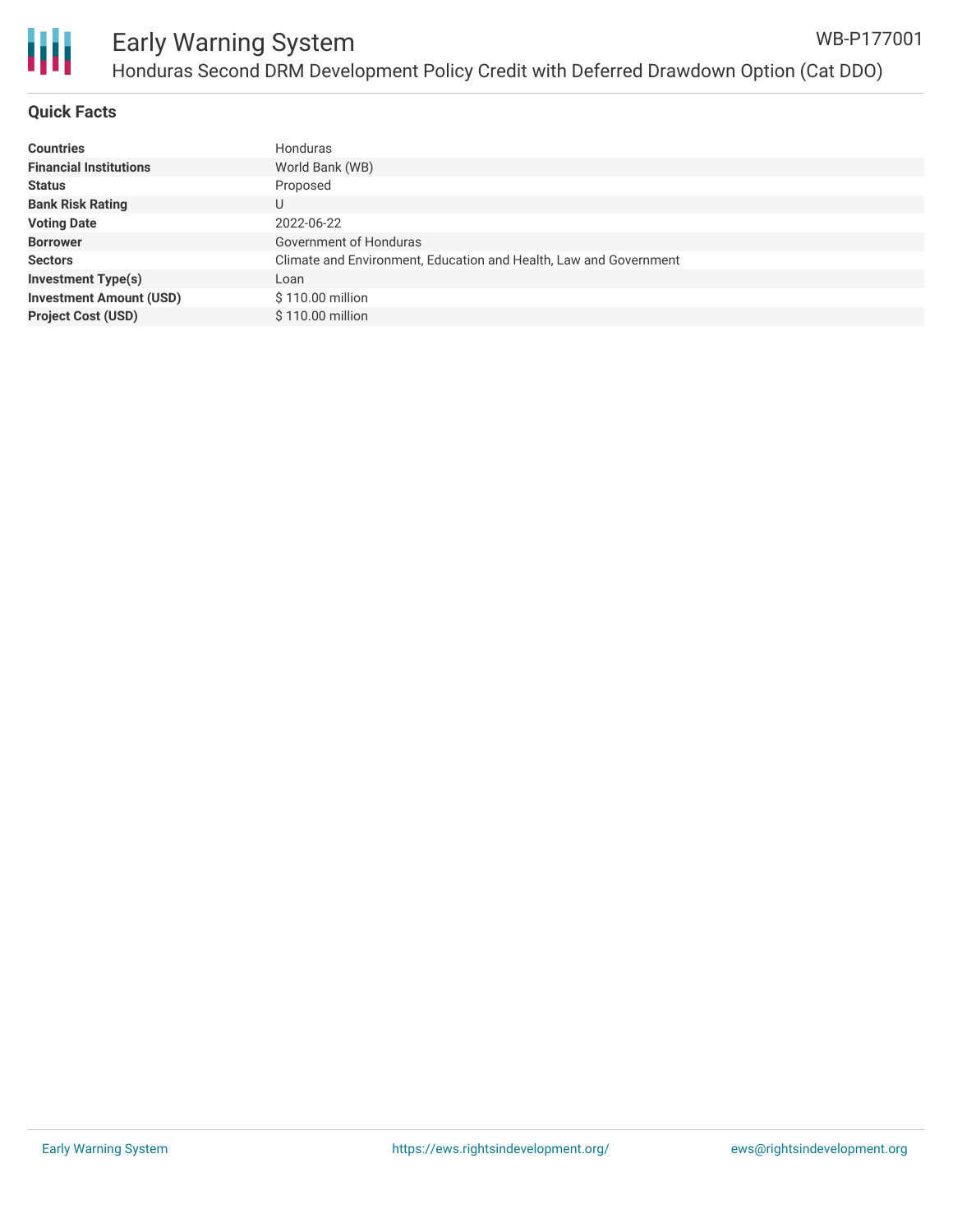### Quick Facts

| | |
|---|---|
| **Countries** | Honduras |
| **Financial Institutions** | World Bank (WB) |
| **Status** | Proposed |
| **Bank Risk Rating** | U |
| **Voting Date** | 2022-06-22 |
| **Borrower** | Government of Honduras |
| **Sectors** | Climate and Environment, Education and Health, Law and Government |
| **Investment Type(s)** | Loan |
| **Investment Amount (USD)** | $ 110.00 million |
| **Project Cost (USD)** | $ 110.00 million |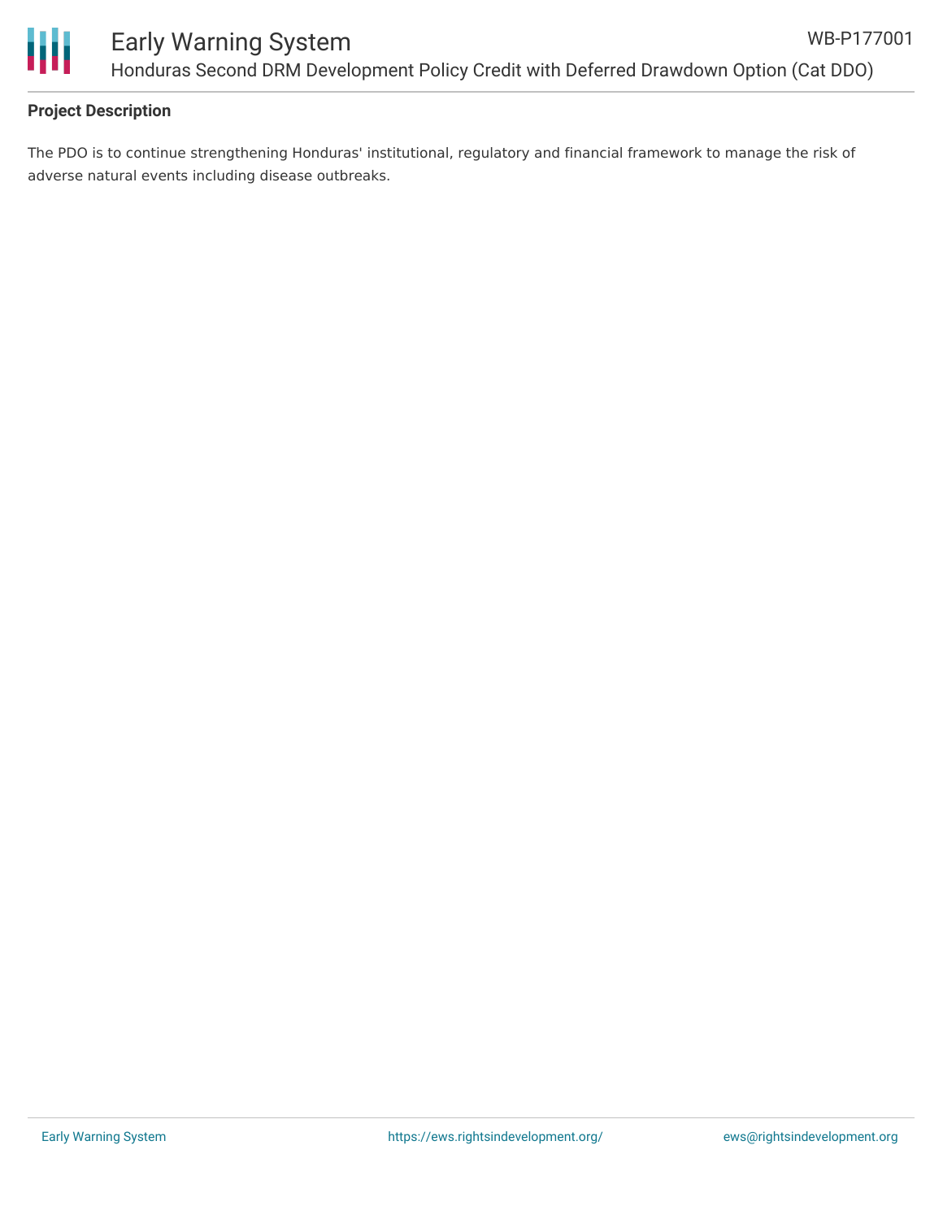**Project Description**

The PDO is to continue strengthening Honduras' institutional, regulatory and financial framework to manage the risk of adverse natural events including disease outbreaks.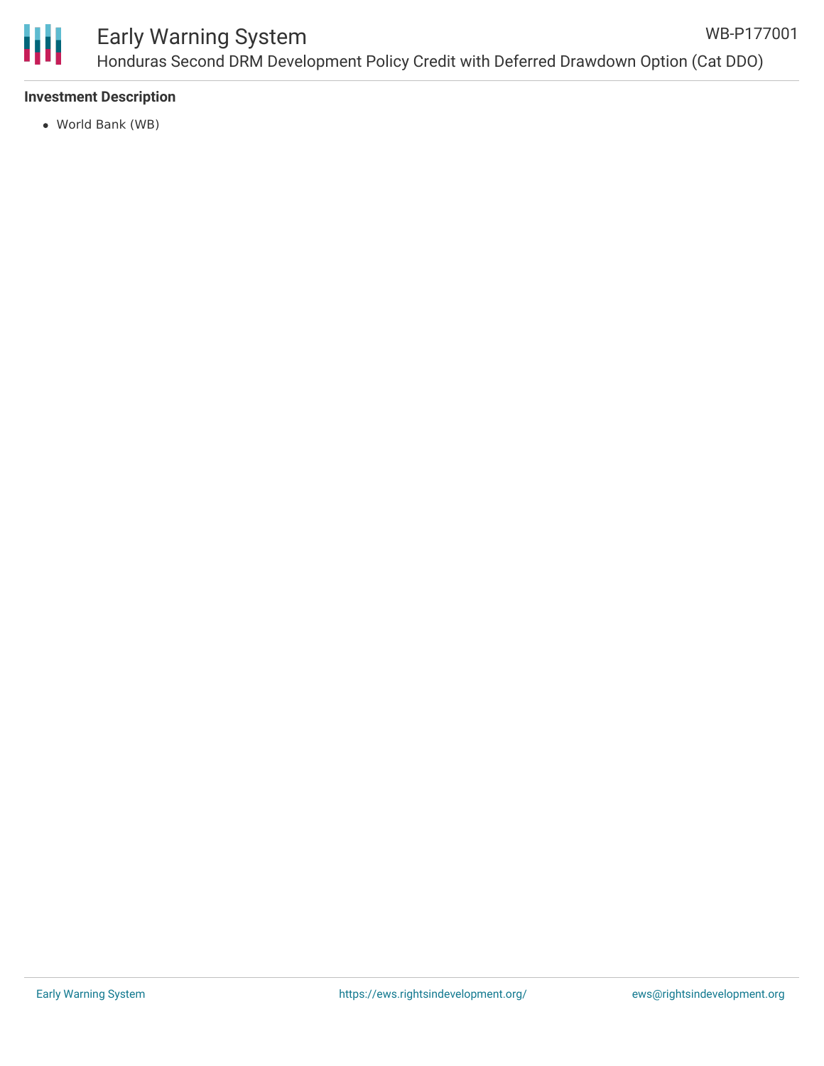## Investment Description

- World Bank (WB)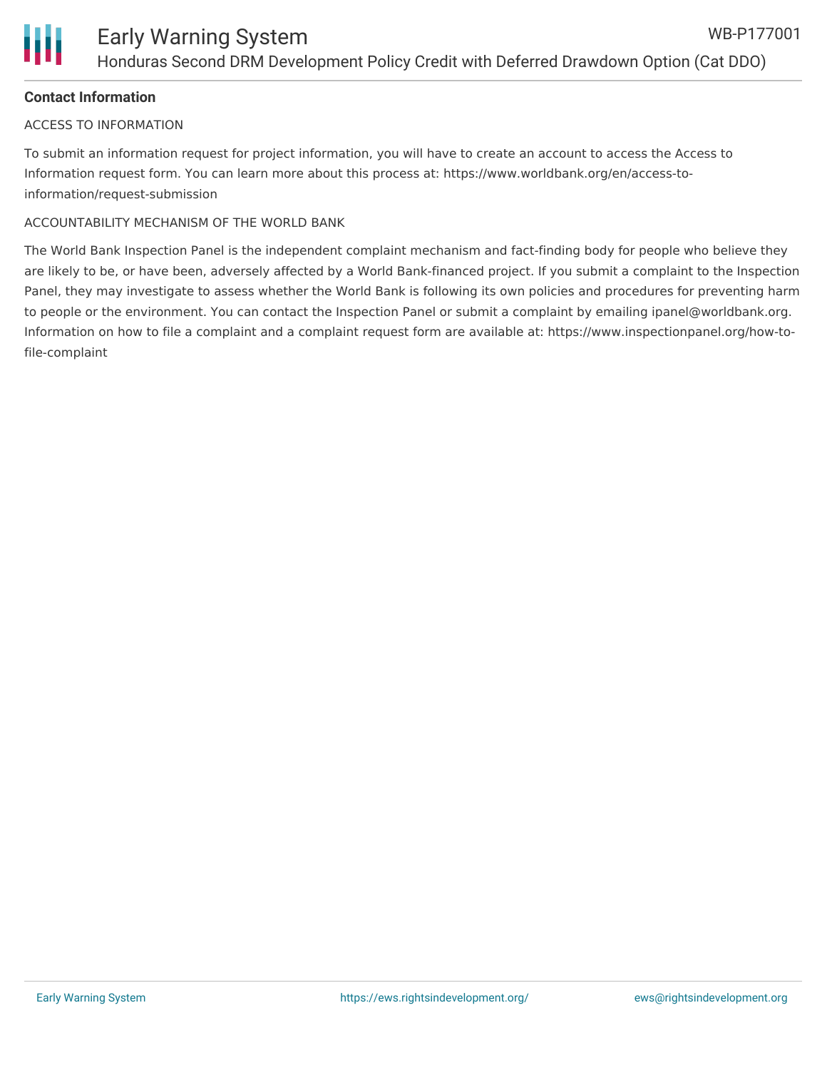**Contact Information**

ACCESS TO INFORMATION

To submit an information request for project information, you will have to create an account to access the Access to Information request form. You can learn more about this process at: https://www.worldbank.org/en/access-to-information/request-submission

ACCOUNTABILITY MECHANISM OF THE WORLD BANK

The World Bank Inspection Panel is the independent complaint mechanism and fact-finding body for people who believe they are likely to be, or have been, adversely affected by a World Bank-financed project. If you submit a complaint to the Inspection Panel, they may investigate to assess whether the World Bank is following its own policies and procedures for preventing harm to people or the environment. You can contact the Inspection Panel or submit a complaint by emailing ipanel@worldbank.org. Information on how to file a complaint and a complaint request form are available at: https://www.inspectionpanel.org/how-to-file-complaint